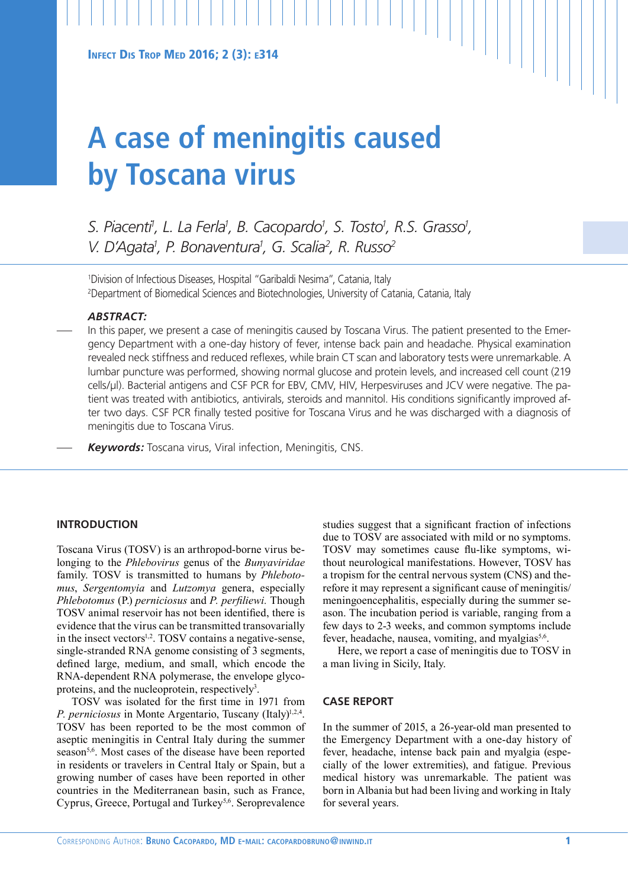# A case of meningitis caused by Toscana virus

*S. Piacenti[1], L. La Ferla[1], B. Cacopardo[1], S. Tosto[1], R.S. Grasso[1], V. D'Agata[1], P. Bonaventura[1], G. Scalia[2], R. Russo[2]*

[1]Division of Infectious Diseases, Hospital "Garibaldi Nesima", Catania, Italy
[2]Department of Biomedical Sciences and Biotechnologies, University of Catania, Catania, Italy

***ABSTRACT:***

In this paper, we present a case of meningitis caused by Toscana Virus. The patient presented to the Emergency Department with a one-day history of fever, intense back pain and headache. Physical examination revealed neck stiffness and reduced reflexes, while brain CT scan and laboratory tests were unremarkable. A lumbar puncture was performed, showing normal glucose and protein levels, and increased cell count (219 cells/µl). Bacterial antigens and CSF PCR for EBV, CMV, HIV, Herpesviruses and JCV were negative. The patient was treated with antibiotics, antivirals, steroids and mannitol. His conditions significantly improved after two days. CSF PCR finally tested positive for Toscana Virus and he was discharged with a diagnosis of meningitis due to Toscana Virus.

***Keywords:*** Toscana virus, Viral infection, Meningitis, CNS.

## INTRODUCTION

Toscana Virus (TOSV) is an arthropod-borne virus belonging to the *Phlebovirus* genus of the *Bunyaviridae* family. TOSV is transmitted to humans by *Phlebotomus*, *Sergentomyia* and *Lutzomya* genera, especially *Phlebotomus* (P.) *perniciosus* and *P. perfiliewi*. Though TOSV animal reservoir has not been identified, there is evidence that the virus can be transmitted transovarially in the insect vectors[1,2]. TOSV contains a negative-sense, single-stranded RNA genome consisting of 3 segments, defined large, medium, and small, which encode the RNA-dependent RNA polymerase, the envelope glycoproteins, and the nucleoprotein, respectively[3].

TOSV was isolated for the first time in 1971 from *P. perniciosus* in Monte Argentario, Tuscany (Italy)[1,2,4]. TOSV has been reported to be the most common of aseptic meningitis in Central Italy during the summer season[5,6]. Most cases of the disease have been reported in residents or travelers in Central Italy or Spain, but a growing number of cases have been reported in other countries in the Mediterranean basin, such as France, Cyprus, Greece, Portugal and Turkey[5,6]. Seroprevalence studies suggest that a significant fraction of infections due to TOSV are associated with mild or no symptoms. TOSV may sometimes cause flu-like symptoms, without neurological manifestations. However, TOSV has a tropism for the central nervous system (CNS) and therefore it may represent a significant cause of meningitis/meningoencephalitis, especially during the summer season. The incubation period is variable, ranging from a few days to 2-3 weeks, and common symptoms include fever, headache, nausea, vomiting, and myalgias[5,6].

Here, we report a case of meningitis due to TOSV in a man living in Sicily, Italy.

## CASE REPORT

In the summer of 2015, a 26-year-old man presented to the Emergency Department with a one-day history of fever, headache, intense back pain and myalgia (especially of the lower extremities), and fatigue. Previous medical history was unremarkable. The patient was born in Albania but had been living and working in Italy for several years.

Corresponding Author: **Bruno Cacopardo, MD** e-mail: **cacopardobruno@inwind.it**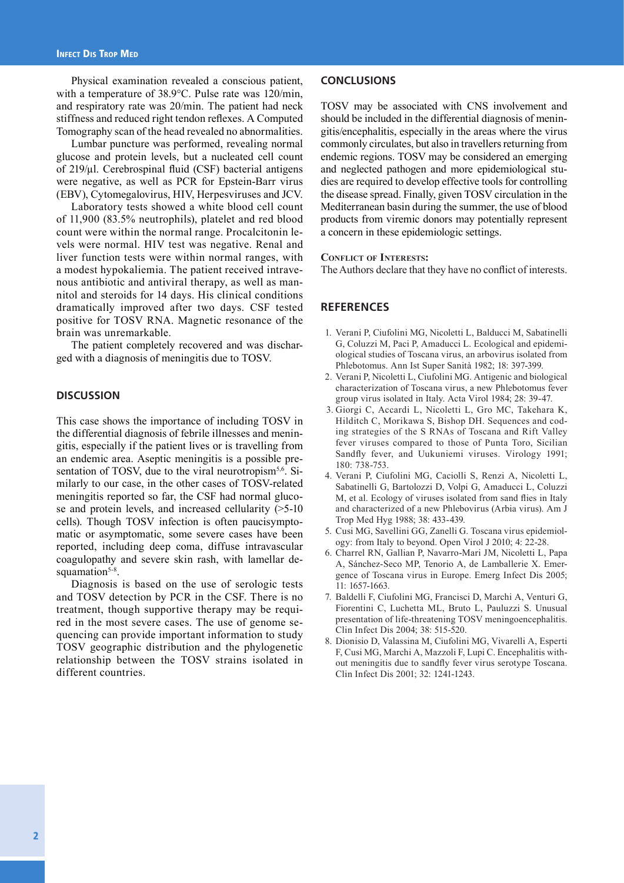Physical examination revealed a conscious patient, with a temperature of 38.9°C. Pulse rate was 120/min, and respiratory rate was 20/min. The patient had neck stiffness and reduced right tendon reflexes. A Computed Tomography scan of the head revealed no abnormalities.

Lumbar puncture was performed, revealing normal glucose and protein levels, but a nucleated cell count of 219/µl. Cerebrospinal fluid (CSF) bacterial antigens were negative, as well as PCR for Epstein-Barr virus (EBV), Cytomegalovirus, HIV, Herpesviruses and JCV.

Laboratory tests showed a white blood cell count of 11,900 (83.5% neutrophils), platelet and red blood count were within the normal range. Procalcitonin levels were normal. HIV test was negative. Renal and liver function tests were within normal ranges, with a modest hypokaliemia. The patient received intravenous antibiotic and antiviral therapy, as well as mannitol and steroids for 14 days. His clinical conditions dramatically improved after two days. CSF tested positive for TOSV RNA. Magnetic resonance of the brain was unremarkable.

The patient completely recovered and was discharged with a diagnosis of meningitis due to TOSV.

## DISCUSSION

This case shows the importance of including TOSV in the differential diagnosis of febrile illnesses and meningitis, especially if the patient lives or is travelling from an endemic area. Aseptic meningitis is a possible presentation of TOSV, due to the viral neurotropism[5,6]. Similarly to our case, in the other cases of TOSV-related meningitis reported so far, the CSF had normal glucose and protein levels, and increased cellularity (>5-10 cells). Though TOSV infection is often paucisymptomatic or asymptomatic, some severe cases have been reported, including deep coma, diffuse intravascular coagulopathy and severe skin rash, with lamellar desquamation[5-8].

Diagnosis is based on the use of serologic tests and TOSV detection by PCR in the CSF. There is no treatment, though supportive therapy may be required in the most severe cases. The use of genome sequencing can provide important information to study TOSV geographic distribution and the phylogenetic relationship between the TOSV strains isolated in different countries.

## CONCLUSIONS

TOSV may be associated with CNS involvement and should be included in the differential diagnosis of meningitis/encephalitis, especially in the areas where the virus commonly circulates, but also in travellers returning from endemic regions. TOSV may be considered an emerging and neglected pathogen and more epidemiological studies are required to develop effective tools for controlling the disease spread. Finally, given TOSV circulation in the Mediterranean basin during the summer, the use of blood products from viremic donors may potentially represent a concern in these epidemiologic settings.

**Conflict of Interests:**
The Authors declare that they have no conflict of interests.

## REFERENCES

1. Verani P, Ciufolini MG, Nicoletti L, Balducci M, Sabatinelli G, Coluzzi M, Paci P, Amaducci L. Ecological and epidemiological studies of Toscana virus, an arbovirus isolated from Phlebotomus. Ann Ist Super Sanità 1982; 18: 397-399.
2. Verani P, Nicoletti L, Ciufolini MG. Antigenic and biological characterization of Toscana virus, a new Phlebotomus fever group virus isolated in Italy. Acta Virol 1984; 28: 39-47.
3. Giorgi C, Accardi L, Nicoletti L, Gro MC, Takehara K, Hilditch C, Morikawa S, Bishop DH. Sequences and coding strategies of the S RNAs of Toscana and Rift Valley fever viruses compared to those of Punta Toro, Sicilian Sandfly fever, and Uukuniemi viruses. Virology 1991; 180: 738-753.
4. Verani P, Ciufolini MG, Caciolli S, Renzi A, Nicoletti L, Sabatinelli G, Bartolozzi D, Volpi G, Amaducci L, Coluzzi M, et al. Ecology of viruses isolated from sand flies in Italy and characterized of a new Phlebovirus (Arbia virus). Am J Trop Med Hyg 1988; 38: 433-439.
5. Cusi MG, Savellini GG, Zanelli G. Toscana virus epidemiology: from Italy to beyond. Open Virol J 2010; 4: 22-28.
6. Charrel RN, Gallian P, Navarro-Mari JM, Nicoletti L, Papa A, Sánchez-Seco MP, Tenorio A, de Lamballerie X. Emergence of Toscana virus in Europe. Emerg Infect Dis 2005; 11: 1657-1663.
7. Baldelli F, Ciufolini MG, Francisci D, Marchi A, Venturi G, Fiorentini C, Luchetta ML, Bruto L, Pauluzzi S. Unusual presentation of life-threatening TOSV meningoencephalitis. Clin Infect Dis 2004; 38: 515-520.
8. Dionisio D, Valassina M, Ciufolini MG, Vivarelli A, Esperti F, Cusi MG, Marchi A, Mazzoli F, Lupi C. Encephalitis without meningitis due to sandfly fever virus serotype Toscana. Clin Infect Dis 2001; 32: 1241-1243.